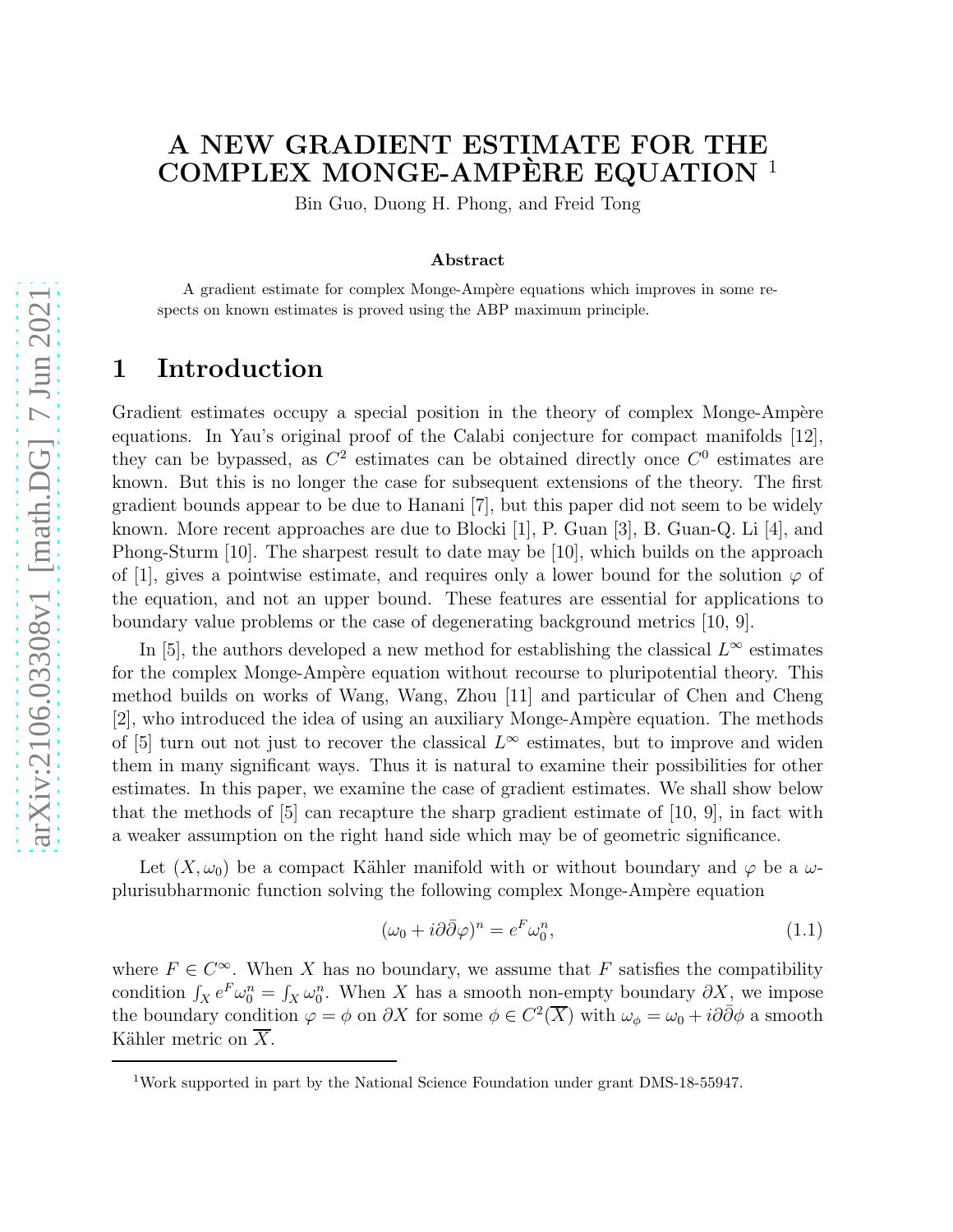# A NEW GRADIENT ESTIMATE FOR THE COMPLEX MONGE-AMPÈRE EQUATION [1]

Bin Guo, Duong H. Phong, and Freid Tong

### Abstract

A gradient estimate for complex Monge-Ampère equations which improves in some respects on known estimates is proved using the ABP maximum principle.

## 1 Introduction

Gradient estimates occupy a special position in the theory of complex Monge-Ampère equations. In Yau's original proof of the Calabi conjecture for compact manifolds [12], they can be bypassed, as $C^2$ estimates can be obtained directly once $C^0$ estimates are known. But this is no longer the case for subsequent extensions of the theory. The first gradient bounds appear to be due to Hanani [7], but this paper did not seem to be widely known. More recent approaches are due to Blocki [1], P. Guan [3], B. Guan-Q. Li [4], and Phong-Sturm [10]. The sharpest result to date may be [10], which builds on the approach of [1], gives a pointwise estimate, and requires only a lower bound for the solution $\varphi$ of the equation, and not an upper bound. These features are essential for applications to boundary value problems or the case of degenerating background metrics [10, 9].

In [5], the authors developed a new method for establishing the classical $L^\infty$ estimates for the complex Monge-Ampère equation without recourse to pluripotential theory. This method builds on works of Wang, Wang, Zhou [11] and particular of Chen and Cheng [2], who introduced the idea of using an auxiliary Monge-Ampère equation. The methods of [5] turn out not just to recover the classical $L^\infty$ estimates, but to improve and widen them in many significant ways. Thus it is natural to examine their possibilities for other estimates. In this paper, we examine the case of gradient estimates. We shall show below that the methods of [5] can recapture the sharp gradient estimate of [10, 9], in fact with a weaker assumption on the right hand side which may be of geometric significance.

Let $(X, \omega_0)$ be a compact Kähler manifold with or without boundary and $\varphi$ be a $\omega$-plurisubharmonic function solving the following complex Monge-Ampère equation

$$(\omega_0 + i\partial\bar{\partial}\varphi)^n = e^F \omega_0^n, \tag{1.1}$$

where $F \in C^\infty$. When $X$ has no boundary, we assume that $F$ satisfies the compatibility condition $\int_X e^F \omega_0^n = \int_X \omega_0^n$. When $X$ has a smooth non-empty boundary $\partial X$, we impose the boundary condition $\varphi = \phi$ on $\partial X$ for some $\phi \in C^2(\overline{X})$ with $\omega_\phi = \omega_0 + i\partial\bar{\partial}\phi$ a smooth Kähler metric on $\overline{X}$.

[1] Work supported in part by the National Science Foundation under grant DMS-18-55947.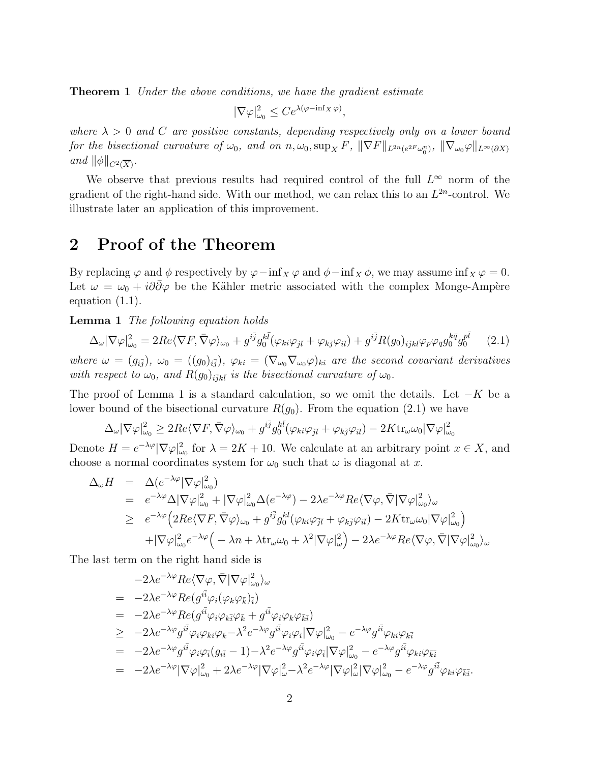**Theorem 1** *Under the above conditions, we have the gradient estimate*

$$|\nabla\varphi|^2_{\omega_0} \le C e^{\lambda(\varphi - \inf_X \varphi)},$$

*where $\lambda > 0$ and $C$ are positive constants, depending respectively only on a lower bound for the bisectional curvature of $\omega_0$, and on $n, \omega_0, \sup_X F$, $\|\nabla F\|_{L^{2n}(e^{2F}\omega_0^n)}$, $\|\nabla_{\omega_0}\varphi\|_{L^\infty(\partial X)}$ and $\|\phi\|_{C^2(\overline{X})}$.*

We observe that previous results had required control of the full $L^\infty$ norm of the gradient of the right-hand side. With our method, we can relax this to an $L^{2n}$-control. We illustrate later an application of this improvement.

# 2 Proof of the Theorem

By replacing $\varphi$ and $\phi$ respectively by $\varphi - \inf_X \varphi$ and $\phi - \inf_X \phi$, we may assume $\inf_X \varphi = 0$. Let $\omega = \omega_0 + i\partial\bar\partial\varphi$ be the Kähler metric associated with the complex Monge-Ampère equation (1.1).

**Lemma 1** *The following equation holds*

$$\Delta_\omega |\nabla\varphi|^2_{\omega_0} = 2Re\langle \nabla F, \bar\nabla\varphi\rangle_{\omega_0} + g^{i\bar j} g_0^{k\bar l}(\varphi_{ki}\varphi_{\bar j\bar l} + \varphi_{k\bar j}\varphi_{i\bar l}) + g^{i\bar j} R(g_0)_{i\bar j k\bar l}\varphi_p\varphi_{\bar q} g_0^{k\bar q} g_0^{p\bar l} \tag{2.1}$$

*where $\omega = (g_{i\bar j})$, $\omega_0 = ((g_0)_{i\bar j})$, $\varphi_{ki} = (\nabla_{\omega_0}\nabla_{\omega_0}\varphi)_{ki}$ are the second covariant derivatives with respect to $\omega_0$, and $R(g_0)_{i\bar j k\bar l}$ is the bisectional curvature of $\omega_0$.*

The proof of Lemma 1 is a standard calculation, so we omit the details. Let $-K$ be a lower bound of the bisectional curvature $R(g_0)$. From the equation (2.1) we have

$$\Delta_\omega |\nabla\varphi|^2_{\omega_0} \ge 2Re\langle \nabla F, \bar\nabla\varphi\rangle_{\omega_0} + g^{i\bar j} g_0^{k\bar l}(\varphi_{ki}\varphi_{\bar j\bar l} + \varphi_{k\bar j}\varphi_{i\bar l}) - 2K \mathrm{tr}_\omega\omega_0 |\nabla\varphi|^2_{\omega_0}$$

Denote $H = e^{-\lambda\varphi}|\nabla\varphi|^2_{\omega_0}$ for $\lambda = 2K + 10$. We calculate at an arbitrary point $x \in X$, and choose a normal coordinates system for $\omega_0$ such that $\omega$ is diagonal at $x$.

$$\begin{aligned}
\Delta_\omega H &= \Delta(e^{-\lambda\varphi}|\nabla\varphi|^2_{\omega_0}) \\
&= e^{-\lambda\varphi}\Delta|\nabla\varphi|^2_{\omega_0} + |\nabla\varphi|^2_{\omega_0}\Delta(e^{-\lambda\varphi}) - 2\lambda e^{-\lambda\varphi} Re\langle\nabla\varphi, \bar\nabla|\nabla\varphi|^2_{\omega_0}\rangle_\omega \\
&\ge e^{-\lambda\varphi}\Big(2Re\langle\nabla F, \bar\nabla\varphi\rangle_{\omega_0} + g^{i\bar j} g_0^{k\bar l}(\varphi_{ki}\varphi_{\bar j\bar l} + \varphi_{k\bar j}\varphi_{i\bar l}) - 2K\mathrm{tr}_\omega\omega_0|\nabla\varphi|^2_{\omega_0}\Big) \\
&\quad + |\nabla\varphi|^2_{\omega_0} e^{-\lambda\varphi}\Big(-\lambda n + \lambda\mathrm{tr}_\omega\omega_0 + \lambda^2|\nabla\varphi|^2_\omega\Big) - 2\lambda e^{-\lambda\varphi} Re\langle\nabla\varphi, \bar\nabla|\nabla\varphi|^2_{\omega_0}\rangle_\omega
\end{aligned}$$

The last term on the right hand side is

$$\begin{aligned}
&-2\lambda e^{-\lambda\varphi} Re\langle\nabla\varphi, \bar\nabla|\nabla\varphi|^2_{\omega_0}\rangle_\omega \\
=\ & -2\lambda e^{-\lambda\varphi} Re(g^{i\bar i}\varphi_i(\varphi_k\varphi_{\bar k})_{\bar i}) \\
=\ & -2\lambda e^{-\lambda\varphi} Re(g^{i\bar i}\varphi_i\varphi_{k\bar i}\varphi_{\bar k} + g^{i\bar i}\varphi_i\varphi_k\varphi_{\bar k\bar i}) \\
\ge\ & -2\lambda e^{-\lambda\varphi} g^{i\bar i}\varphi_i\varphi_{k\bar i}\varphi_{\bar k} - \lambda^2 e^{-\lambda\varphi} g^{i\bar i}\varphi_i\varphi_{\bar i}|\nabla\varphi|^2_{\omega_0} - e^{-\lambda\varphi} g^{i\bar i}\varphi_{ki}\varphi_{\bar k\bar i} \\
=\ & -2\lambda e^{-\lambda\varphi} g^{i\bar i}\varphi_i\varphi_{\bar i}(g_{i\bar i} - 1) - \lambda^2 e^{-\lambda\varphi} g^{i\bar i}\varphi_i\varphi_{\bar i}|\nabla\varphi|^2_{\omega_0} - e^{-\lambda\varphi} g^{i\bar i}\varphi_{ki}\varphi_{\bar k\bar i} \\
=\ & -2\lambda e^{-\lambda\varphi}|\nabla\varphi|^2_{\omega_0} + 2\lambda e^{-\lambda\varphi}|\nabla\varphi|^2_\omega - \lambda^2 e^{-\lambda\varphi}|\nabla\varphi|^2_\omega|\nabla\varphi|^2_{\omega_0} - e^{-\lambda\varphi} g^{i\bar i}\varphi_{ki}\varphi_{\bar k\bar i}.
\end{aligned}$$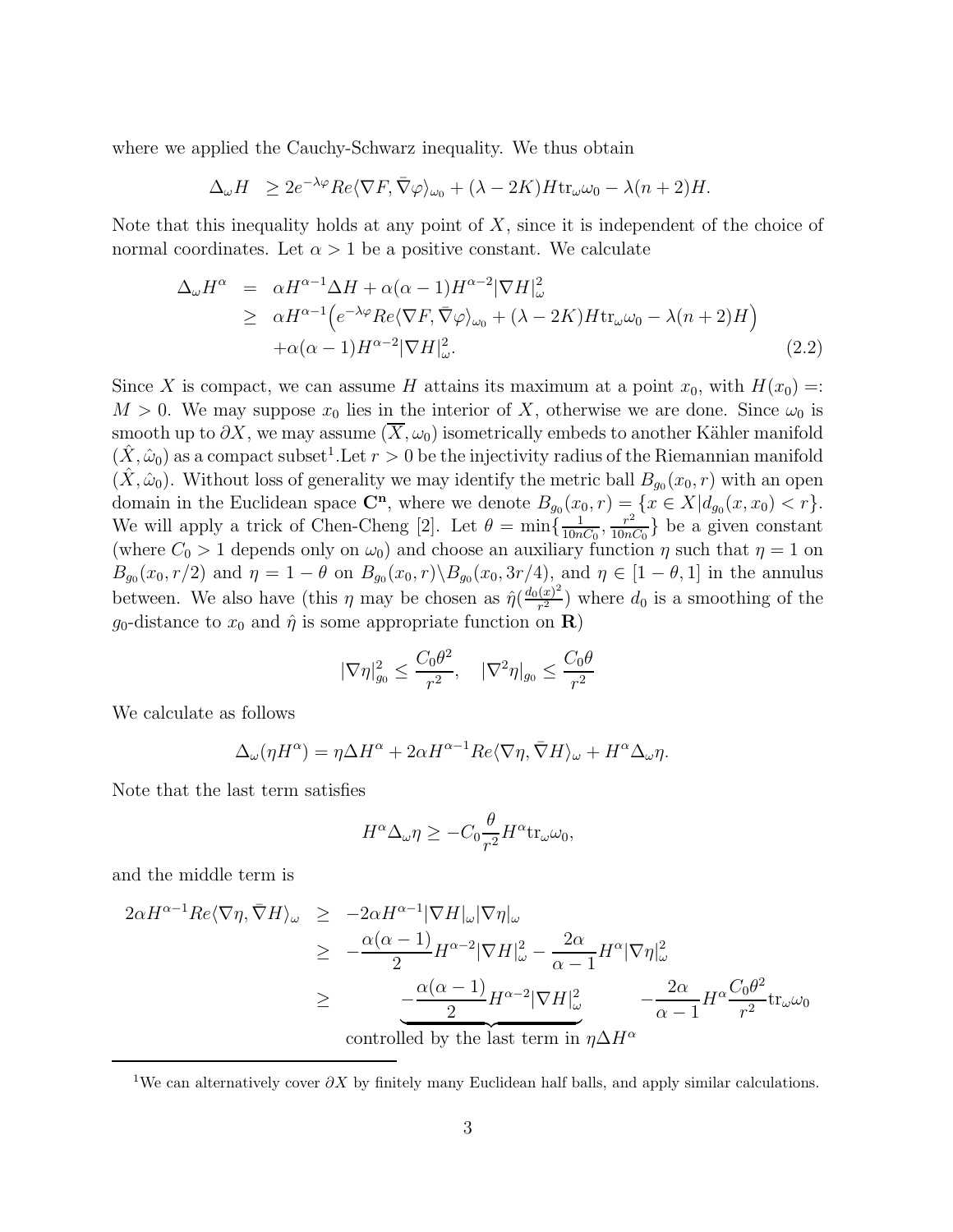where we applied the Cauchy-Schwarz inequality. We thus obtain

$$\Delta_\omega H \;\; \geq 2e^{-\lambda\varphi} Re\langle \nabla F, \bar{\nabla}\varphi\rangle_{\omega_0} + (\lambda - 2K) H \mathrm{tr}_\omega \omega_0 - \lambda(n+2)H.$$

Note that this inequality holds at any point of $X$, since it is independent of the choice of normal coordinates. Let $\alpha > 1$ be a positive constant. We calculate

$$\begin{aligned}
\Delta_\omega H^\alpha &= \alpha H^{\alpha-1}\Delta H + \alpha(\alpha-1)H^{\alpha-2}|\nabla H|^2_\omega \\
&\geq \alpha H^{\alpha-1}\Big(e^{-\lambda\varphi} Re\langle \nabla F, \bar{\nabla}\varphi\rangle_{\omega_0} + (\lambda-2K)H\mathrm{tr}_\omega\omega_0 - \lambda(n+2)H\Big) \\
&\quad + \alpha(\alpha-1)H^{\alpha-2}|\nabla H|^2_\omega. \qquad (2.2)
\end{aligned}$$

Since $X$ is compact, we can assume $H$ attains its maximum at a point $x_0$, with $H(x_0) =: M > 0$. We may suppose $x_0$ lies in the interior of $X$, otherwise we are done. Since $\omega_0$ is smooth up to $\partial X$, we may assume $(\overline{X}, \omega_0)$ isometrically embeds to another Kähler manifold $(\hat{X}, \hat{\omega}_0)$ as a compact subset[1].Let $r > 0$ be the injectivity radius of the Riemannian manifold $(\hat{X}, \hat{\omega}_0)$. Without loss of generality we may identify the metric ball $B_{g_0}(x_0, r)$ with an open domain in the Euclidean space $\mathbf{C^n}$, where we denote $B_{g_0}(x_0, r) = \{x \in X | d_{g_0}(x, x_0) < r\}$. We will apply a trick of Chen-Cheng [2]. Let $\theta = \min\{\frac{1}{10nC_0}, \frac{r^2}{10nC_0}\}$ be a given constant (where $C_0 > 1$ depends only on $\omega_0$) and choose an auxiliary function $\eta$ such that $\eta = 1$ on $B_{g_0}(x_0, r/2)$ and $\eta = 1 - \theta$ on $B_{g_0}(x_0, r) \backslash B_{g_0}(x_0, 3r/4)$, and $\eta \in [1-\theta, 1]$ in the annulus between. We also have (this $\eta$ may be chosen as $\hat{\eta}(\frac{d_0(x)^2}{r^2})$ where $d_0$ is a smoothing of the $g_0$-distance to $x_0$ and $\hat{\eta}$ is some appropriate function on $\mathbf{R}$)

$$|\nabla \eta|^2_{g_0} \leq \frac{C_0\theta^2}{r^2}, \quad |\nabla^2\eta|_{g_0} \leq \frac{C_0\theta}{r^2}$$

We calculate as follows

$$\Delta_\omega(\eta H^\alpha) = \eta\Delta H^\alpha + 2\alpha H^{\alpha-1} Re\langle \nabla\eta, \bar{\nabla} H\rangle_\omega + H^\alpha \Delta_\omega \eta.$$

Note that the last term satisfies

$$H^\alpha \Delta_\omega \eta \geq -C_0 \frac{\theta}{r^2} H^\alpha \mathrm{tr}_\omega \omega_0,$$

and the middle term is

$$\begin{aligned}
2\alpha H^{\alpha-1} Re\langle \nabla\eta, \bar{\nabla}H\rangle_\omega &\geq -2\alpha H^{\alpha-1}|\nabla H|_\omega |\nabla\eta|_\omega \\
&\geq -\frac{\alpha(\alpha-1)}{2} H^{\alpha-2}|\nabla H|^2_\omega - \frac{2\alpha}{\alpha-1} H^\alpha |\nabla\eta|^2_\omega \\
&\geq \underbrace{-\frac{\alpha(\alpha-1)}{2} H^{\alpha-2}|\nabla H|^2_\omega}_{\text{controlled by the last term in } \eta\Delta H^\alpha} - \frac{2\alpha}{\alpha-1} H^\alpha \frac{C_0\theta^2}{r^2} \mathrm{tr}_\omega \omega_0
\end{aligned}$$

---

[1] We can alternatively cover $\partial X$ by finitely many Euclidean half balls, and apply similar calculations.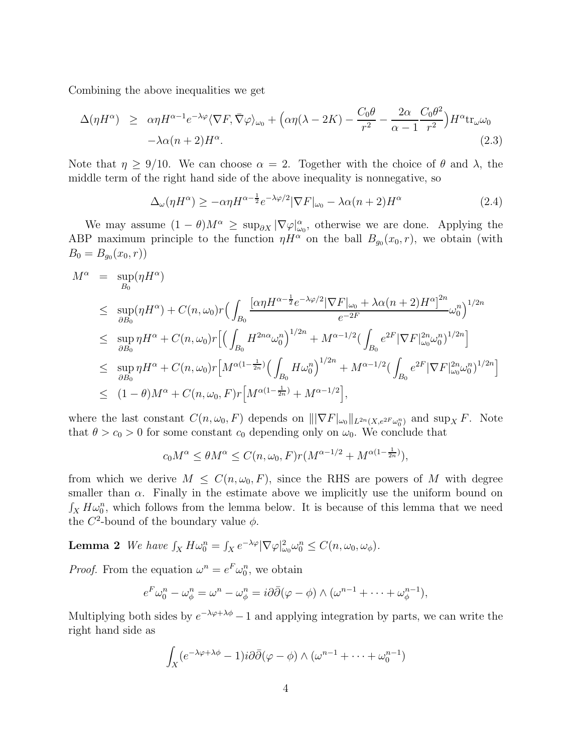Combining the above inequalities we get

$$\begin{aligned}\Delta(\eta H^{\alpha}) &\geq \alpha\eta H^{\alpha-1}e^{-\lambda\varphi}\langle\nabla F,\bar{\nabla}\varphi\rangle_{\omega_0} + \Big(\alpha\eta(\lambda-2K) - \frac{C_0\theta}{r^2} - \frac{2\alpha}{\alpha-1}\frac{C_0\theta^2}{r^2}\Big)H^{\alpha}\mathrm{tr}_{\omega}\omega_0 \\ &\quad -\lambda\alpha(n+2)H^{\alpha}. \end{aligned} \tag{2.3}$$

Note that $\eta \geq 9/10$. We can choose $\alpha = 2$. Together with the choice of $\theta$ and $\lambda$, the middle term of the right hand side of the above inequality is nonnegative, so

$$\Delta_{\omega}(\eta H^{\alpha}) \geq -\alpha\eta H^{\alpha-\frac{1}{2}}e^{-\lambda\varphi/2}|\nabla F|_{\omega_0} - \lambda\alpha(n+2)H^{\alpha} \tag{2.4}$$

We may assume $(1-\theta)M^{\alpha} \geq \sup_{\partial X}|\nabla\varphi|^{\alpha}_{\omega_0}$, otherwise we are done. Applying the ABP maximum principle to the function $\eta H^{\alpha}$ on the ball $B_{g_0}(x_0, r)$, we obtain (with $B_0 = B_{g_0}(x_0, r)$)

$$\begin{aligned} M^{\alpha} &= \sup_{B_0}(\eta H^{\alpha}) \\ &\leq \sup_{\partial B_0}(\eta H^{\alpha}) + C(n,\omega_0)r\Big(\int_{B_0}\frac{\big[\alpha\eta H^{\alpha-\frac{1}{2}}e^{-\lambda\varphi/2}|\nabla F|_{\omega_0} + \lambda\alpha(n+2)H^{\alpha}\big]^{2n}}{e^{-2F}}\omega_0^n\Big)^{1/2n} \\ &\leq \sup_{\partial B_0}\eta H^{\alpha} + C(n,\omega_0)r\Big[\Big(\int_{B_0}H^{2n\alpha}\omega_0^n\Big)^{1/2n} + M^{\alpha-1/2}\big(\int_{B_0}e^{2F}|\nabla F|^{2n}_{\omega_0}\omega_0^n\big)^{1/2n}\Big] \\ &\leq \sup_{\partial B_0}\eta H^{\alpha} + C(n,\omega_0)r\Big[M^{\alpha(1-\frac{1}{2n})}\Big(\int_{B_0}H\omega_0^n\Big)^{1/2n} + M^{\alpha-1/2}\big(\int_{B_0}e^{2F}|\nabla F|^{2n}_{\omega_0}\omega_0^n\big)^{1/2n}\Big] \\ &\leq (1-\theta)M^{\alpha} + C(n,\omega_0,F)r\Big[M^{\alpha(1-\frac{1}{2n})} + M^{\alpha-1/2}\Big], \end{aligned}$$

where the last constant $C(n,\omega_0,F)$ depends on $\||\nabla F|_{\omega_0}\|_{L^{2n}(X,e^{2F}\omega_0^n)}$ and $\sup_X F$. Note that $\theta > c_0 > 0$ for some constant $c_0$ depending only on $\omega_0$. We conclude that

$$c_0 M^{\alpha} \leq \theta M^{\alpha} \leq C(n,\omega_0,F)r(M^{\alpha-1/2} + M^{\alpha(1-\frac{1}{2n})}),$$

from which we derive $M \leq C(n,\omega_0,F)$, since the RHS are powers of $M$ with degree smaller than $\alpha$. Finally in the estimate above we implicitly use the uniform bound on $\int_X H\omega_0^n$, which follows from the lemma below. It is because of this lemma that we need the $C^2$-bound of the boundary value $\phi$.

**Lemma 2** *We have* $\int_X H\omega_0^n = \int_X e^{-\lambda\varphi}|\nabla\varphi|^2_{\omega_0}\omega_0^n \leq C(n,\omega_0,\omega_\phi)$.

*Proof.* From the equation $\omega^n = e^F\omega_0^n$, we obtain

$$e^F\omega_0^n - \omega_\phi^n = \omega^n - \omega_\phi^n = i\partial\bar{\partial}(\varphi-\phi)\wedge(\omega^{n-1} + \cdots + \omega_\phi^{n-1}),$$

Multiplying both sides by $e^{-\lambda\varphi+\lambda\phi} - 1$ and applying integration by parts, we can write the right hand side as

$$\int_X (e^{-\lambda\varphi+\lambda\phi} - 1)i\partial\bar{\partial}(\varphi-\phi)\wedge(\omega^{n-1} + \cdots + \omega_0^{n-1})$$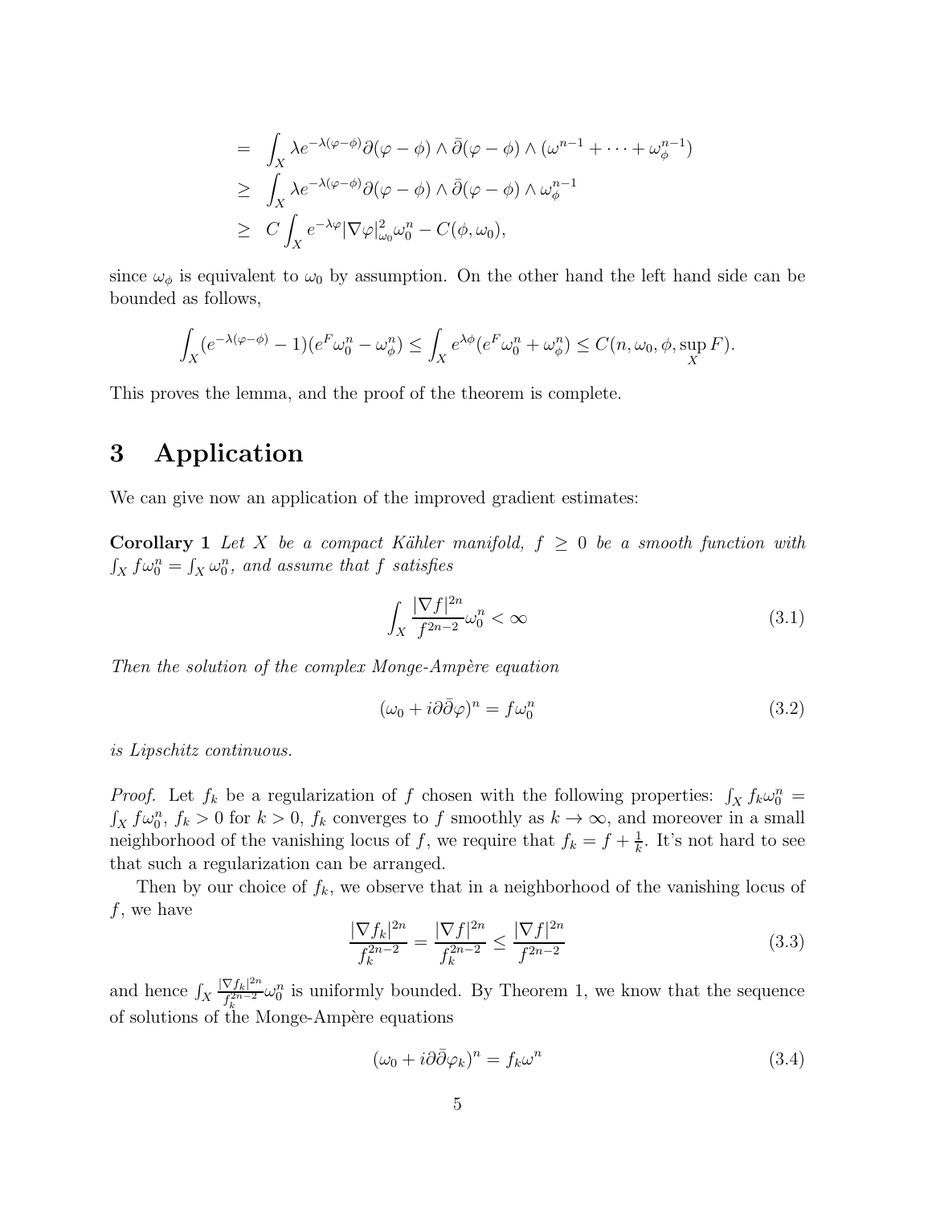$$
\begin{aligned}
&= \int_X \lambda e^{-\lambda(\varphi-\phi)} \partial(\varphi-\phi) \wedge \bar{\partial}(\varphi-\phi) \wedge (\omega^{n-1} + \cdots + \omega_\phi^{n-1}) \\
&\geq \int_X \lambda e^{-\lambda(\varphi-\phi)} \partial(\varphi-\phi) \wedge \bar{\partial}(\varphi-\phi) \wedge \omega_\phi^{n-1} \\
&\geq C \int_X e^{-\lambda\varphi} |\nabla\varphi|^2_{\omega_0} \omega_0^n - C(\phi, \omega_0),
\end{aligned}
$$

since $\omega_\phi$ is equivalent to $\omega_0$ by assumption. On the other hand the left hand side can be bounded as follows,

$$
\int_X (e^{-\lambda(\varphi-\phi)} - 1)(e^F \omega_0^n - \omega_\phi^n) \leq \int_X e^{\lambda\phi}(e^F \omega_0^n + \omega_\phi^n) \leq C(n, \omega_0, \phi, \sup_X F).
$$

This proves the lemma, and the proof of the theorem is complete.

# 3 Application

We can give now an application of the improved gradient estimates:

**Corollary 1** *Let $X$ be a compact Kähler manifold, $f \geq 0$ be a smooth function with $\int_X f\omega_0^n = \int_X \omega_0^n$, and assume that $f$ satisfies*

$$
\int_X \frac{|\nabla f|^{2n}}{f^{2n-2}} \omega_0^n < \infty \tag{3.1}
$$

*Then the solution of the complex Monge-Ampère equation*

$$
(\omega_0 + i\partial\bar{\partial}\varphi)^n = f\omega_0^n \tag{3.2}
$$

*is Lipschitz continuous.*

*Proof.* Let $f_k$ be a regularization of $f$ chosen with the following properties: $\int_X f_k\omega_0^n = \int_X f\omega_0^n$, $f_k > 0$ for $k > 0$, $f_k$ converges to $f$ smoothly as $k \to \infty$, and moreover in a small neighborhood of the vanishing locus of $f$, we require that $f_k = f + \frac{1}{k}$. It's not hard to see that such a regularization can be arranged.

Then by our choice of $f_k$, we observe that in a neighborhood of the vanishing locus of $f$, we have

$$
\frac{|\nabla f_k|^{2n}}{f_k^{2n-2}} = \frac{|\nabla f|^{2n}}{f_k^{2n-2}} \leq \frac{|\nabla f|^{2n}}{f^{2n-2}} \tag{3.3}
$$

and hence $\int_X \frac{|\nabla f_k|^{2n}}{f_k^{2n-2}} \omega_0^n$ is uniformly bounded. By Theorem 1, we know that the sequence of solutions of the Monge-Ampère equations

$$
(\omega_0 + i\partial\bar{\partial}\varphi_k)^n = f_k\omega^n \tag{3.4}
$$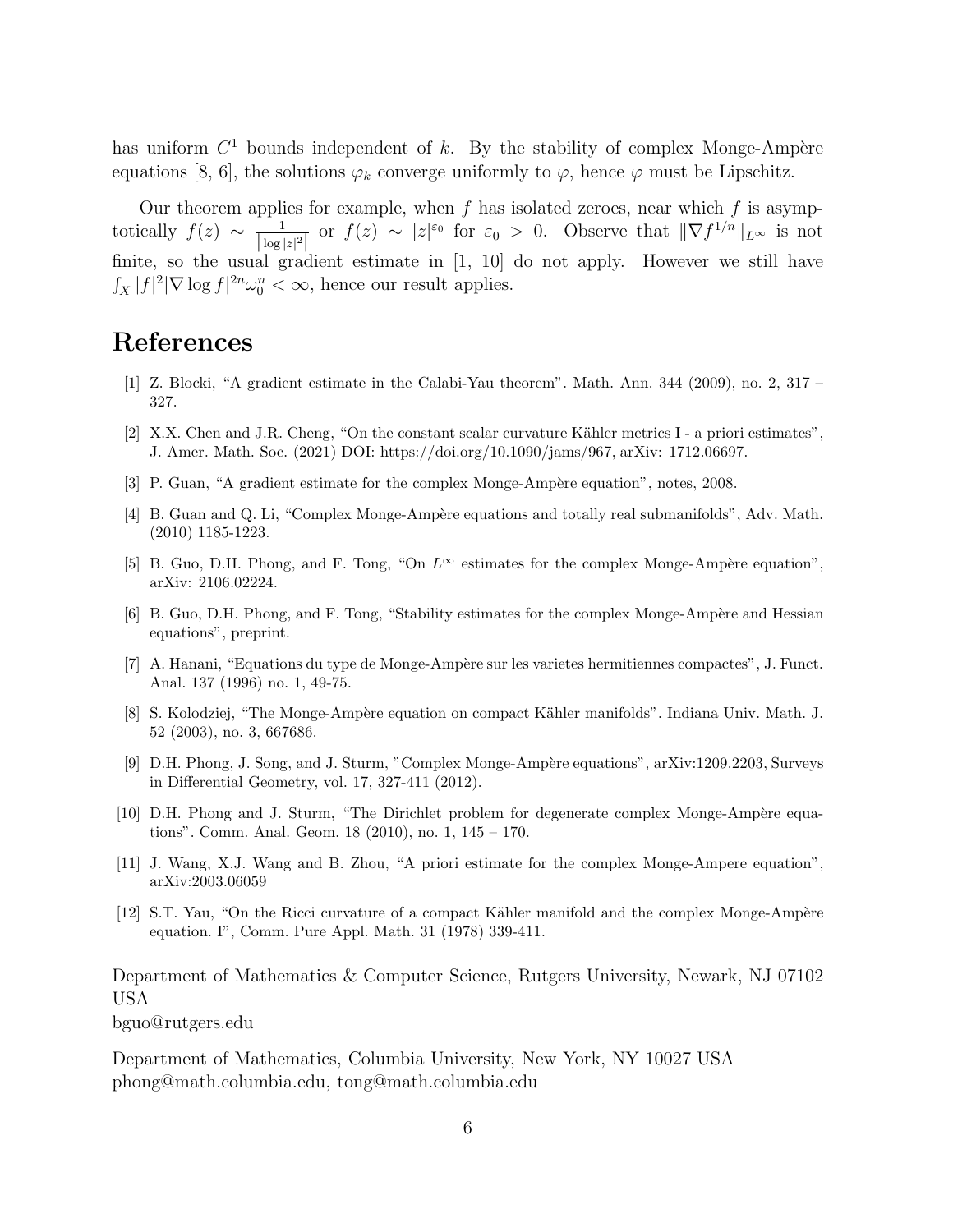has uniform $C^1$ bounds independent of $k$. By the stability of complex Monge-Ampère equations [8, 6], the solutions $\varphi_k$ converge uniformly to $\varphi$, hence $\varphi$ must be Lipschitz.

Our theorem applies for example, when $f$ has isolated zeroes, near which $f$ is asymptotically $f(z) \sim \frac{1}{\left|\log |z|^2\right|}$ or $f(z) \sim |z|^{\varepsilon_0}$ for $\varepsilon_0 > 0$. Observe that $\|\nabla f^{1/n}\|_{L^\infty}$ is not finite, so the usual gradient estimate in [1, 10] do not apply. However we still have $\int_X |f|^2 |\nabla \log f|^{2n} \omega_0^n < \infty$, hence our result applies.

# References

[1] Z. Blocki, "A gradient estimate in the Calabi-Yau theorem". Math. Ann. 344 (2009), no. 2, 317 – 327.

[2] X.X. Chen and J.R. Cheng, "On the constant scalar curvature Kähler metrics I - a priori estimates", J. Amer. Math. Soc. (2021) DOI: https://doi.org/10.1090/jams/967, arXiv: 1712.06697.

[3] P. Guan, "A gradient estimate for the complex Monge-Ampère equation", notes, 2008.

[4] B. Guan and Q. Li, "Complex Monge-Ampère equations and totally real submanifolds", Adv. Math. (2010) 1185-1223.

[5] B. Guo, D.H. Phong, and F. Tong, "On $L^\infty$ estimates for the complex Monge-Ampère equation", arXiv: 2106.02224.

[6] B. Guo, D.H. Phong, and F. Tong, "Stability estimates for the complex Monge-Ampère and Hessian equations", preprint.

[7] A. Hanani, "Equations du type de Monge-Ampère sur les varietes hermitiennes compactes", J. Funct. Anal. 137 (1996) no. 1, 49-75.

[8] S. Kolodziej, "The Monge-Ampère equation on compact Kähler manifolds". Indiana Univ. Math. J. 52 (2003), no. 3, 667686.

[9] D.H. Phong, J. Song, and J. Sturm, "Complex Monge-Ampère equations", arXiv:1209.2203, Surveys in Differential Geometry, vol. 17, 327-411 (2012).

[10] D.H. Phong and J. Sturm, "The Dirichlet problem for degenerate complex Monge-Ampère equations". Comm. Anal. Geom. 18 (2010), no. 1, 145 – 170.

[11] J. Wang, X.J. Wang and B. Zhou, "A priori estimate for the complex Monge-Ampere equation", arXiv:2003.06059

[12] S.T. Yau, "On the Ricci curvature of a compact Kähler manifold and the complex Monge-Ampère equation. I", Comm. Pure Appl. Math. 31 (1978) 339-411.

Department of Mathematics & Computer Science, Rutgers University, Newark, NJ 07102 USA
bguo@rutgers.edu

Department of Mathematics, Columbia University, New York, NY 10027 USA
phong@math.columbia.edu, tong@math.columbia.edu